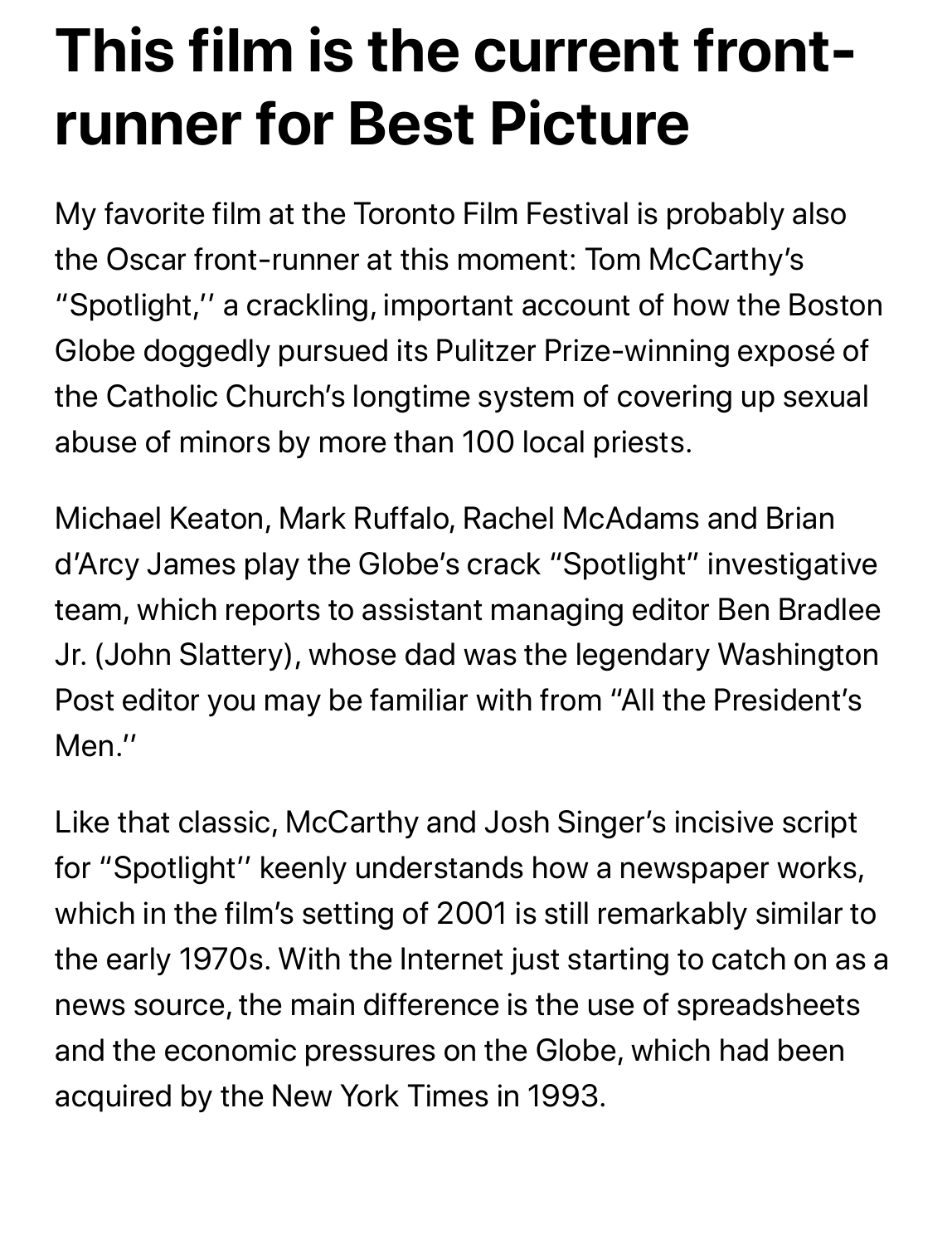# This film is the current front-runner for Best Picture

My favorite film at the Toronto Film Festival is probably also the Oscar front-runner at this moment: Tom McCarthy's "Spotlight,'' a crackling, important account of how the Boston Globe doggedly pursued its Pulitzer Prize-winning exposé of the Catholic Church's longtime system of covering up sexual abuse of minors by more than 100 local priests.

Michael Keaton, Mark Ruffalo, Rachel McAdams and Brian d'Arcy James play the Globe's crack "Spotlight" investigative team, which reports to assistant managing editor Ben Bradlee Jr. (John Slattery), whose dad was the legendary Washington Post editor you may be familiar with from "All the President's Men.''

Like that classic, McCarthy and Josh Singer's incisive script for "Spotlight'' keenly understands how a newspaper works, which in the film's setting of 2001 is still remarkably similar to the early 1970s. With the Internet just starting to catch on as a news source, the main difference is the use of spreadsheets and the economic pressures on the Globe, which had been acquired by the New York Times in 1993.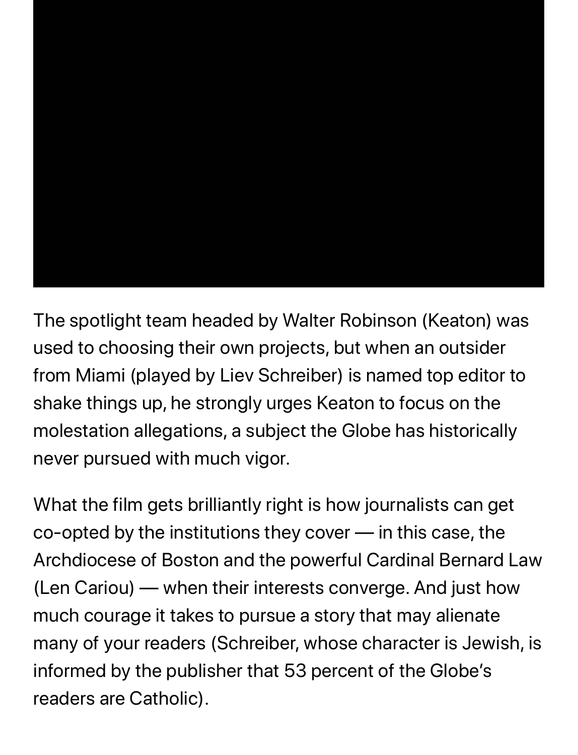The spotlight team headed by Walter Robinson (Keaton) was used to choosing their own projects, but when an outsider from Miami (played by Liev Schreiber) is named top editor to shake things up, he strongly urges Keaton to focus on the molestation allegations, a subject the Globe has historically never pursued with much vigor.

What the film gets brilliantly right is how journalists can get co-opted by the institutions they cover — in this case, the Archdiocese of Boston and the powerful Cardinal Bernard Law (Len Cariou) — when their interests converge. And just how much courage it takes to pursue a story that may alienate many of your readers (Schreiber, whose character is Jewish, is informed by the publisher that 53 percent of the Globe's readers are Catholic).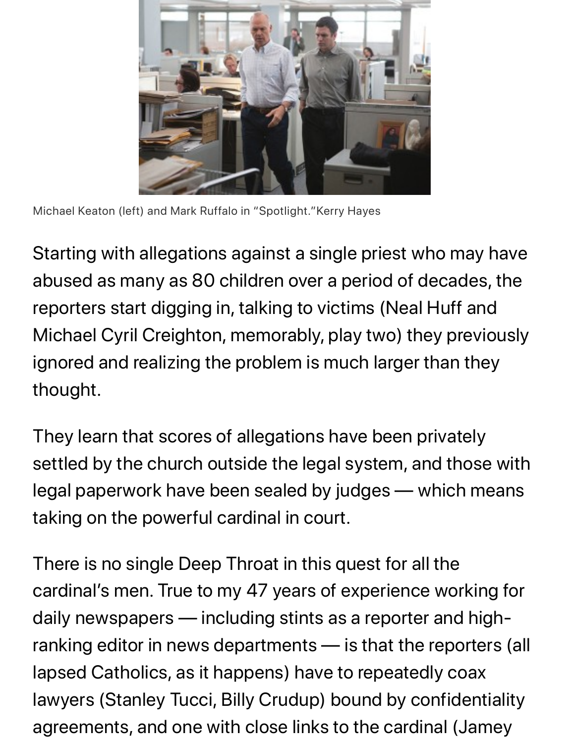Michael Keaton (left) and Mark Ruffalo in "Spotlight."Kerry Hayes

Starting with allegations against a single priest who may have abused as many as 80 children over a period of decades, the reporters start digging in, talking to victims (Neal Huff and Michael Cyril Creighton, memorably, play two) they previously ignored and realizing the problem is much larger than they thought.

They learn that scores of allegations have been privately settled by the church outside the legal system, and those with legal paperwork have been sealed by judges — which means taking on the powerful cardinal in court.

There is no single Deep Throat in this quest for all the cardinal's men. True to my 47 years of experience working for daily newspapers — including stints as a reporter and high-ranking editor in news departments — is that the reporters (all lapsed Catholics, as it happens) have to repeatedly coax lawyers (Stanley Tucci, Billy Crudup) bound by confidentiality agreements, and one with close links to the cardinal (Jamey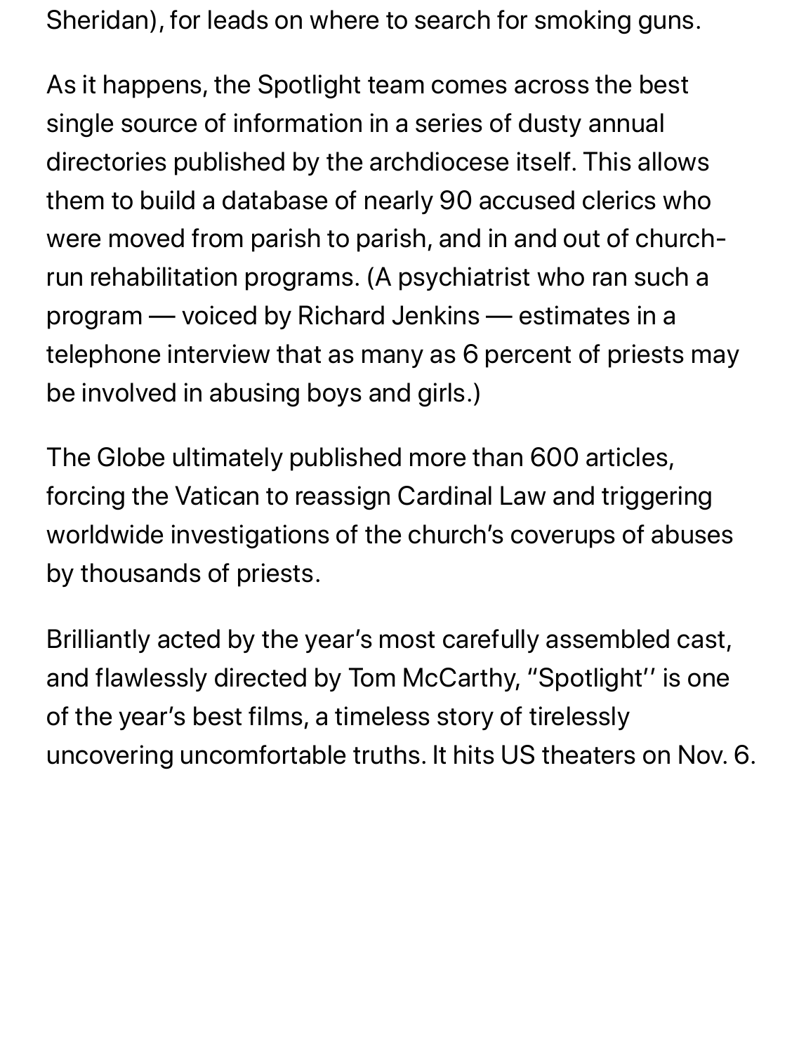Sheridan), for leads on where to search for smoking guns.

As it happens, the Spotlight team comes across the best single source of information in a series of dusty annual directories published by the archdiocese itself. This allows them to build a database of nearly 90 accused clerics who were moved from parish to parish, and in and out of church-run rehabilitation programs. (A psychiatrist who ran such a program — voiced by Richard Jenkins — estimates in a telephone interview that as many as 6 percent of priests may be involved in abusing boys and girls.)

The Globe ultimately published more than 600 articles, forcing the Vatican to reassign Cardinal Law and triggering worldwide investigations of the church's coverups of abuses by thousands of priests.

Brilliantly acted by the year's most carefully assembled cast, and flawlessly directed by Tom McCarthy, "Spotlight'' is one of the year's best films, a timeless story of tirelessly uncovering uncomfortable truths. It hits US theaters on Nov. 6.